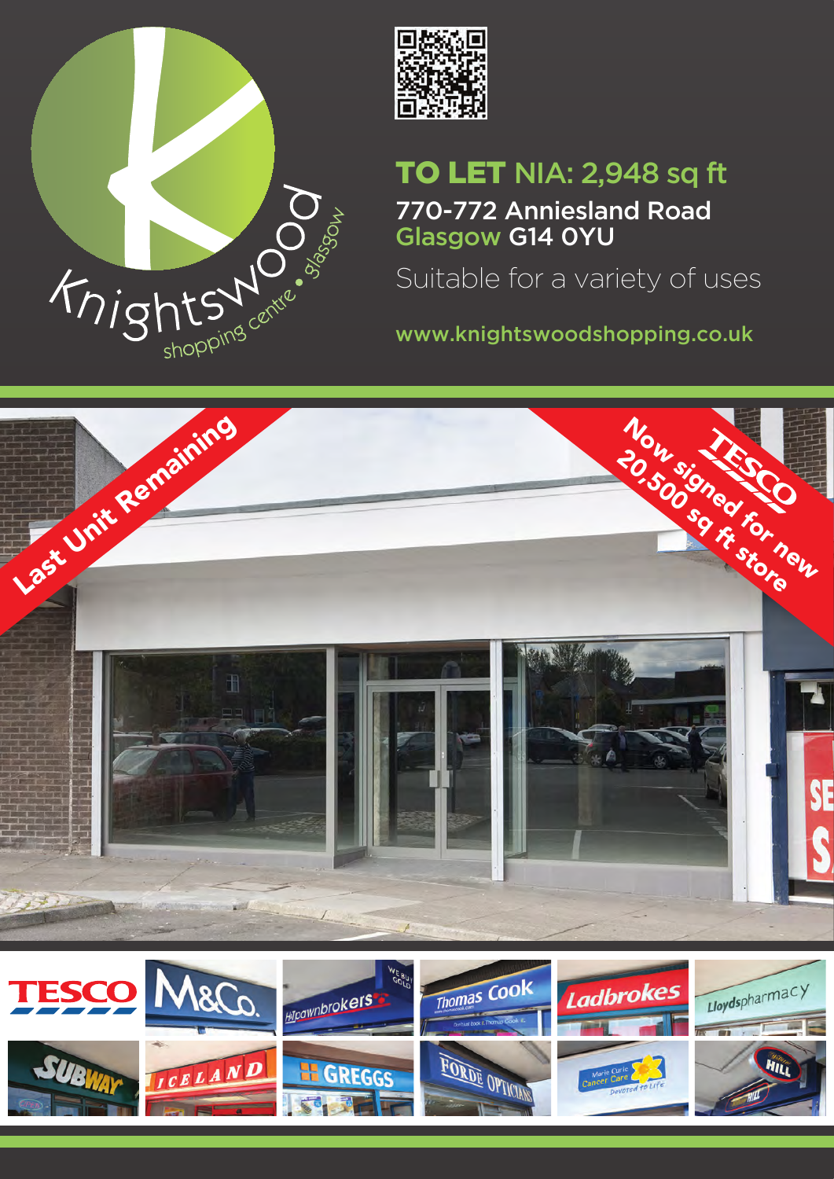Knightswood shopping centre • glasgow

# TO LET NIA: 2,948 sq ft

770-772 Anniesland Road
Glasgow G14 0YU

Suitable for a variety of uses

www.knightswoodshopping.co.uk

**Last Unit Remaining**

**TESCO Now signed for new 20,500 sq ft store**

TESCO | M&Co. | H&T pawnbrokers | Thomas Cook | Ladbrokes | Lloydspharmacy

SUBWAY | ICELAND | GREGGS | FORDE OPTICIANS | Marie Curie Cancer Care | William HILL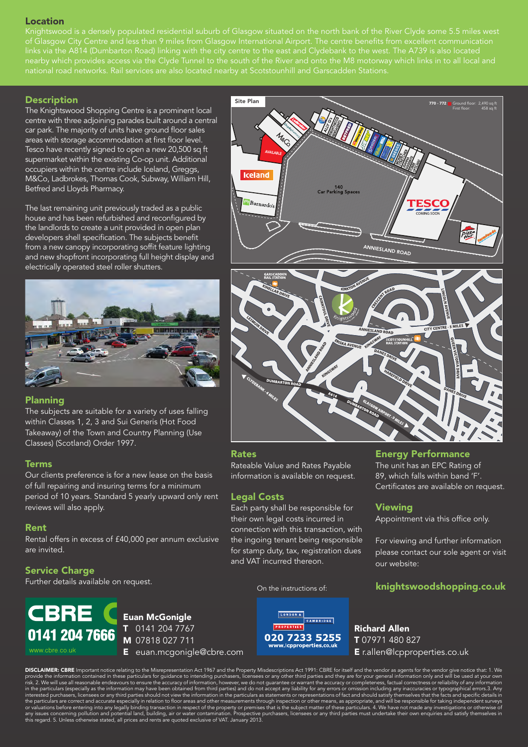## Location

Knightswood is a densely populated residential suburb of Glasgow situated on the north bank of the River Clyde some 5.5 miles west of Glasgow City Centre and less than 9 miles from Glasgow International Airport. The centre benefits from excellent communication links via the A814 (Dumbarton Road) linking with the city centre to the east and Clydebank to the west. The A739 is also located nearby which provides access via the Clyde Tunnel to the south of the River and onto the M8 motorway which links in to all local and national road networks. Rail services are also located nearby at Scotstounhill and Garscadden Stations.

## Description

The Knightswood Shopping Centre is a prominent local centre with three adjoining parades built around a central car park. The majority of units have ground floor sales areas with storage accommodation at first floor level. Tesco have recently signed to open a new 20,500 sq ft supermarket within the existing Co-op unit. Additional occupiers within the centre include Iceland, Greggs, M&Co, Ladbrokes, Thomas Cook, Subway, William Hill, Betfred and Lloyds Pharmacy.

The last remaining unit previously traded as a public house and has been refurbished and reconfigured by the landlords to create a unit provided in open plan developers shell specification. The subjects benefit from a new canopy incorporating soffit feature lighting and new shopfront incorporating full height display and electrically operated steel roller shutters.

Site Plan

770 - 772 Ground floor: 2,490 sq ft
First floor: 458 sq ft

AVAILABLE

140
Car Parking Spaces

TESCO
COMING SOON

ANNIESLAND ROAD

GARSCADDEN RAIL STATION
KINELLAR DRIVE
KIRKTON AVENUE
CRESCENT ROAD
LINCOLN AVENUE
CAIRNTOUL DRIVE
LESMUIR DRIVE
ANNIESLAND ROAD
CITY CENTRE - 5 MILES
ERISKA AVENUE
KINGSWAY
SCOTSTOUNHILL RAIL STATION
DANES DRIVE
QUEEN VICTORIA DRIVE
HAREFIELD DRIVE
DUMBARTON ROAD
CLYDEBANK - 4 MILES
A814
GLASGOW AIRPORT - 9 MILES

## Planning

The subjects are suitable for a variety of uses falling within Classes 1, 2, 3 and Sui Generis (Hot Food Takeaway) of the Town and Country Planning (Use Classes) (Scotland) Order 1997.

## Terms

Our clients preference is for a new lease on the basis of full repairing and insuring terms for a minimum period of 10 years. Standard 5 yearly upward only rent reviews will also apply.

## Rent

Rental offers in excess of £40,000 per annum exclusive are invited.

## Service Charge

Further details available on request.

## Rates

Rateable Value and Rates Payable information is available on request.

## Legal Costs

Each party shall be responsible for their own legal costs incurred in connection with this transaction, with the ingoing tenant being responsible for stamp duty, tax, registration dues and VAT incurred thereon.

## Energy Performance

The unit has an EPC Rating of 89, which falls within band 'F'. Certificates are available on request.

## Viewing

Appointment via this office only.

For viewing and further information please contact our sole agent or visit our website:

**knightswoodshopping.co.uk**

CBRE
0141 204 7666
www.cbre.co.uk

**Euan McGonigle**
**T** 0141 204 7767
**M** 07818 027 711
**E** euan.mcgonigle@cbre.com

On the instructions of:

LONDON & CAMBRIDGE PROPERTIES
020 7233 5255
www.lcpproperties.co.uk

**Richard Allen**
**T** 07971 480 827
**E** r.allen@lcpproperties.co.uk

**DISCLAIMER: CBRE** Important notice relating to the Misrepresentation Act 1967 and the Property Misdescriptions Act 1991: CBRE for itself and the vendor as agents for the vendor give notice that: 1. We provide the information contained in these particulars for guidance to intending purchasers, licensees or any other third parties and they are for your general information only and will be used at your own risk. 2. We will use all reasonable endeavours to ensure the accuracy of information, however, we do not guarantee or warrant the accuracy or completeness, factual correctness or reliability of any information in the particulars (especially as the information may have been obtained from third parties) and do not accept any liability for any errors or omission including any inaccuracies or typographical errors.3. Any interested purchasers, licensees or any third parties should not view the information in the particulars as statements or representations of fact and should satisfy themselves that the facts and specific details in the particulars are correct and accurate especially in relation to floor areas and other measurements through inspection or other means, as appropriate, and will be responsible for taking independent surveys or valuations before entering into any legally binding transaction in respect of the property or premises that is the subject matter of these particulars. 4. We have not made any investigations or otherwise of any issues concerning pollution and potential land, building, air or water contamination. Prospective purchasers, licensees or any third parties must undertake their own enquiries and satisfy themselves in this regard. 5. Unless otherwise stated, all prices and rents are quoted exclusive of VAT. January 2013.